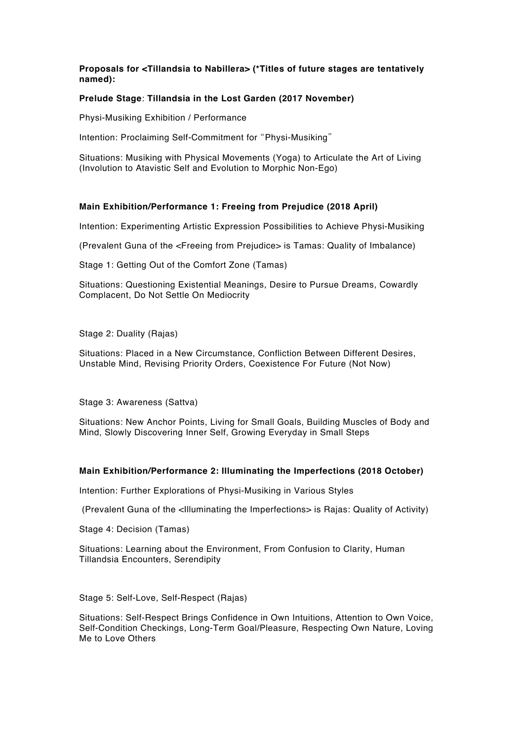**Proposals for <Tillandsia to Nabillera> (*Titles of future stages are tentatively named):**

**Prelude Stage**: **Tillandsia in the Lost Garden (2017 November)**

Physi-Musiking Exhibition / Performance

Intention: Proclaiming Self-Commitment for "Physi-Musiking"

Situations: Musiking with Physical Movements (Yoga) to Articulate the Art of Living (Involution to Atavistic Self and Evolution to Morphic Non-Ego)

**Main Exhibition/Performance 1: Freeing from Prejudice (2018 April)**

Intention: Experimenting Artistic Expression Possibilities to Achieve Physi-Musiking

(Prevalent Guna of the <Freeing from Prejudice> is Tamas: Quality of Imbalance)

Stage 1: Getting Out of the Comfort Zone (Tamas)

Situations: Questioning Existential Meanings, Desire to Pursue Dreams, Cowardly Complacent, Do Not Settle On Mediocrity

Stage 2: Duality (Rajas)

Situations: Placed in a New Circumstance, Confliction Between Different Desires, Unstable Mind, Revising Priority Orders, Coexistence For Future (Not Now)

Stage 3: Awareness (Sattva)

Situations: New Anchor Points, Living for Small Goals, Building Muscles of Body and Mind, Slowly Discovering Inner Self, Growing Everyday in Small Steps

**Main Exhibition/Performance 2: Illuminating the Imperfections (2018 October)**

Intention: Further Explorations of Physi-Musiking in Various Styles

(Prevalent Guna of the <Illuminating the Imperfections> is Rajas: Quality of Activity)

Stage 4: Decision (Tamas)

Situations: Learning about the Environment, From Confusion to Clarity, Human Tillandsia Encounters, Serendipity

Stage 5: Self-Love, Self-Respect (Rajas)

Situations: Self-Respect Brings Confidence in Own Intuitions, Attention to Own Voice, Self-Condition Checkings, Long-Term Goal/Pleasure, Respecting Own Nature, Loving Me to Love Others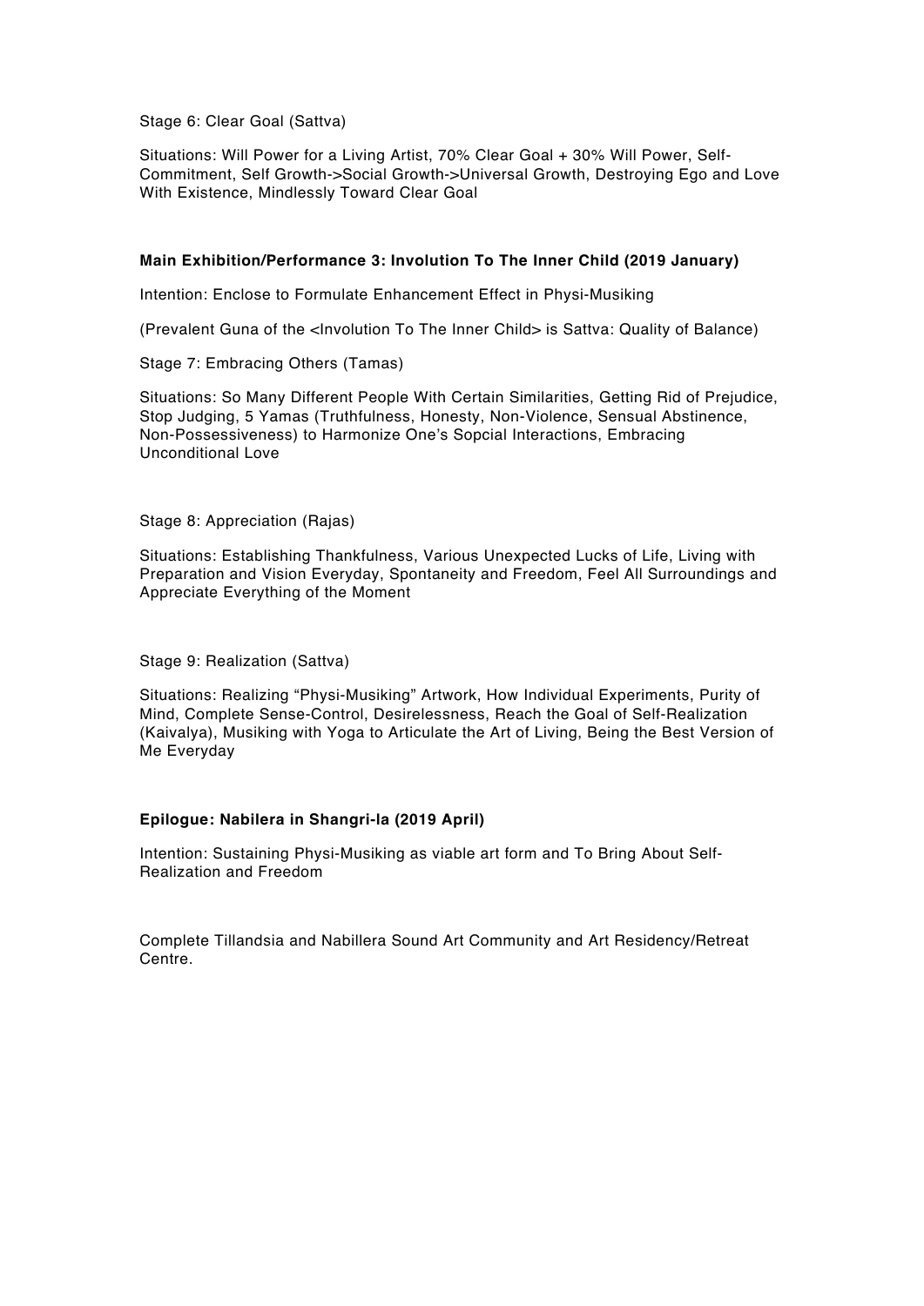Stage 6: Clear Goal (Sattva)

Situations: Will Power for a Living Artist, 70% Clear Goal + 30% Will Power, Self-Commitment, Self Growth->Social Growth->Universal Growth, Destroying Ego and Love With Existence, Mindlessly Toward Clear Goal

**Main Exhibition/Performance 3: Involution To The Inner Child (2019 January)**

Intention: Enclose to Formulate Enhancement Effect in Physi-Musiking

(Prevalent Guna of the <Involution To The Inner Child> is Sattva: Quality of Balance)

Stage 7: Embracing Others (Tamas)

Situations: So Many Different People With Certain Similarities, Getting Rid of Prejudice, Stop Judging, 5 Yamas (Truthfulness, Honesty, Non-Violence, Sensual Abstinence, Non-Possessiveness) to Harmonize One's Sopcial Interactions, Embracing Unconditional Love

Stage 8: Appreciation (Rajas)

Situations: Establishing Thankfulness, Various Unexpected Lucks of Life, Living with Preparation and Vision Everyday, Spontaneity and Freedom, Feel All Surroundings and Appreciate Everything of the Moment

Stage 9: Realization (Sattva)

Situations: Realizing "Physi-Musiking" Artwork, How Individual Experiments, Purity of Mind, Complete Sense-Control, Desirelessness, Reach the Goal of Self-Realization (Kaivalya), Musiking with Yoga to Articulate the Art of Living, Being the Best Version of Me Everyday

**Epilogue: Nabilera in Shangri-la (2019 April)**

Intention: Sustaining Physi-Musiking as viable art form and To Bring About Self-Realization and Freedom

Complete Tillandsia and Nabillera Sound Art Community and Art Residency/Retreat Centre.